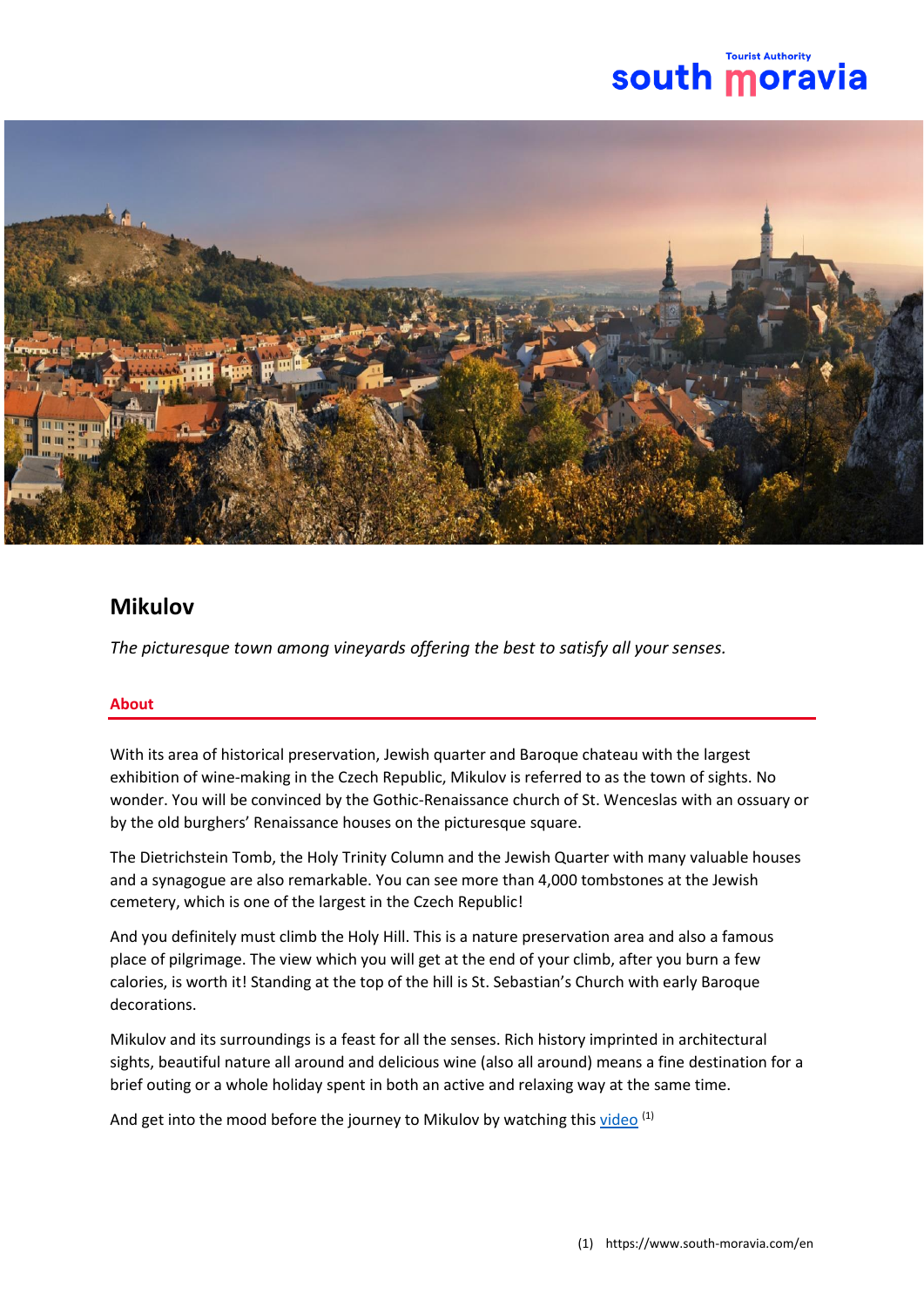# Mikulov

*The picturesque town among vineyards offering the best to satisfy all your senses.*

## About

With its area of historical preservation, Jewish quarter and Baroque chateau with the largest exhibition of wine-making in the Czech Republic, Mikulov is referred to as the town of sights. No wonder. You will be convinced by the Gothic-Renaissance church of St. Wenceslas with an ossuary or by the old burghers' Renaissance houses on the picturesque square.

The Dietrichstein Tomb, the Holy Trinity Column and the Jewish Quarter with many valuable houses and a synagogue are also remarkable. You can see more than 4,000 tombstones at the Jewish cemetery, which is one of the largest in the Czech Republic!

And you definitely must climb the Holy Hill. This is a nature preservation area and also a famous place of pilgrimage. The view which you will get at the end of your climb, after you burn a few calories, is worth it! Standing at the top of the hill is St. Sebastian's Church with early Baroque decorations.

Mikulov and its surroundings is a feast for all the senses. Rich history imprinted in architectural sights, beautiful nature all around and delicious wine (also all around) means a fine destination for a brief outing or a whole holiday spent in both an active and relaxing way at the same time.

And get into the mood before the journey to Mikulov by watching this video [1]

(1) https://www.south-moravia.com/en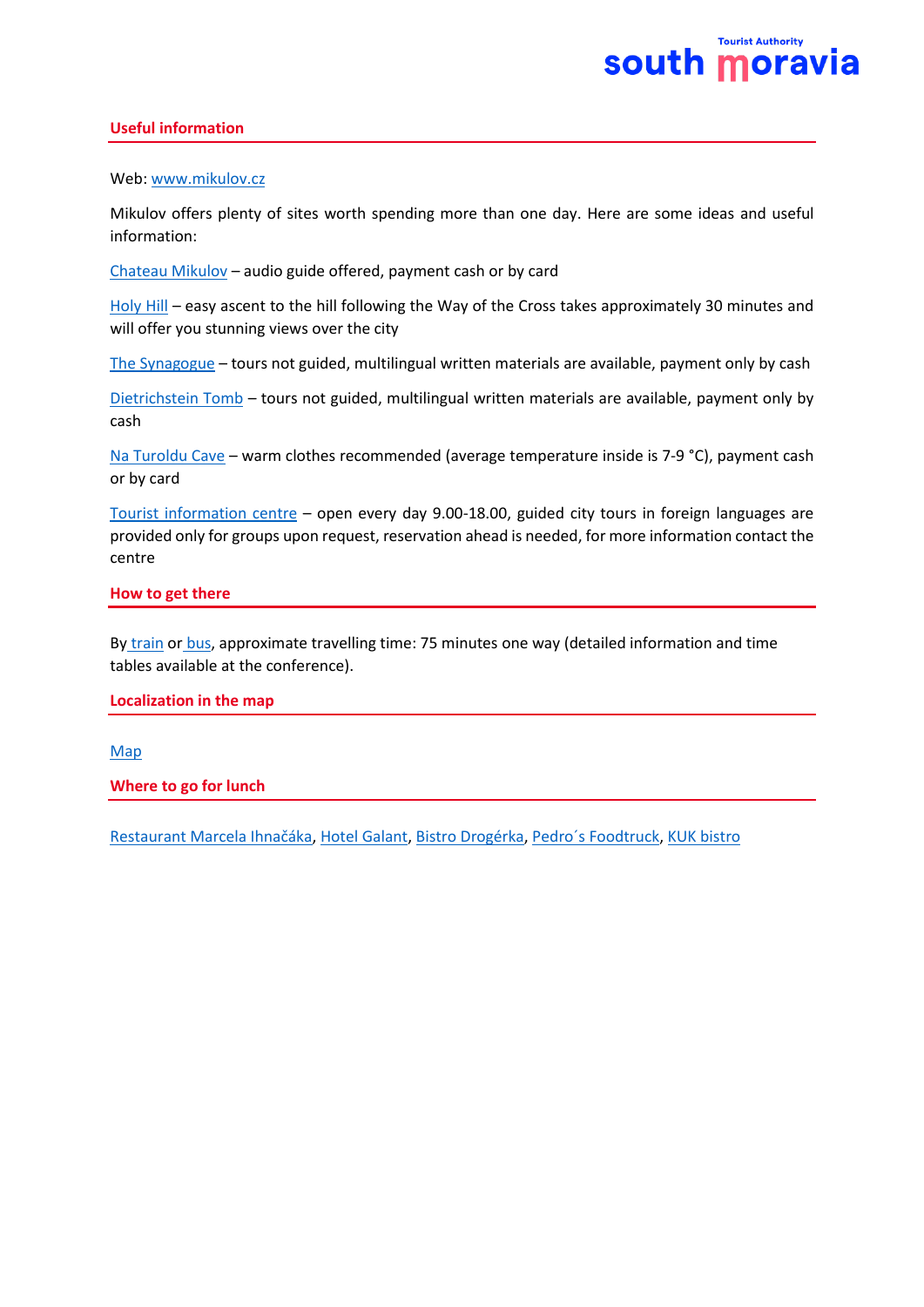## Useful information

Web: www.mikulov.cz

Mikulov offers plenty of sites worth spending more than one day. Here are some ideas and useful information:

Chateau Mikulov – audio guide offered, payment cash or by card

Holy Hill – easy ascent to the hill following the Way of the Cross takes approximately 30 minutes and will offer you stunning views over the city

The Synagogue – tours not guided, multilingual written materials are available, payment only by cash

Dietrichstein Tomb – tours not guided, multilingual written materials are available, payment only by cash

Na Turoldu Cave – warm clothes recommended (average temperature inside is 7-9 °C), payment cash or by card

Tourist information centre – open every day 9.00-18.00, guided city tours in foreign languages are provided only for groups upon request, reservation ahead is needed, for more information contact the centre

## How to get there

By train or bus, approximate travelling time: 75 minutes one way (detailed information and time tables available at the conference).

## Localization in the map

Map

## Where to go for lunch

Restaurant Marcela Ihnačáka, Hotel Galant, Bistro Drogérka, Pedro´s Foodtruck, KUK bistro